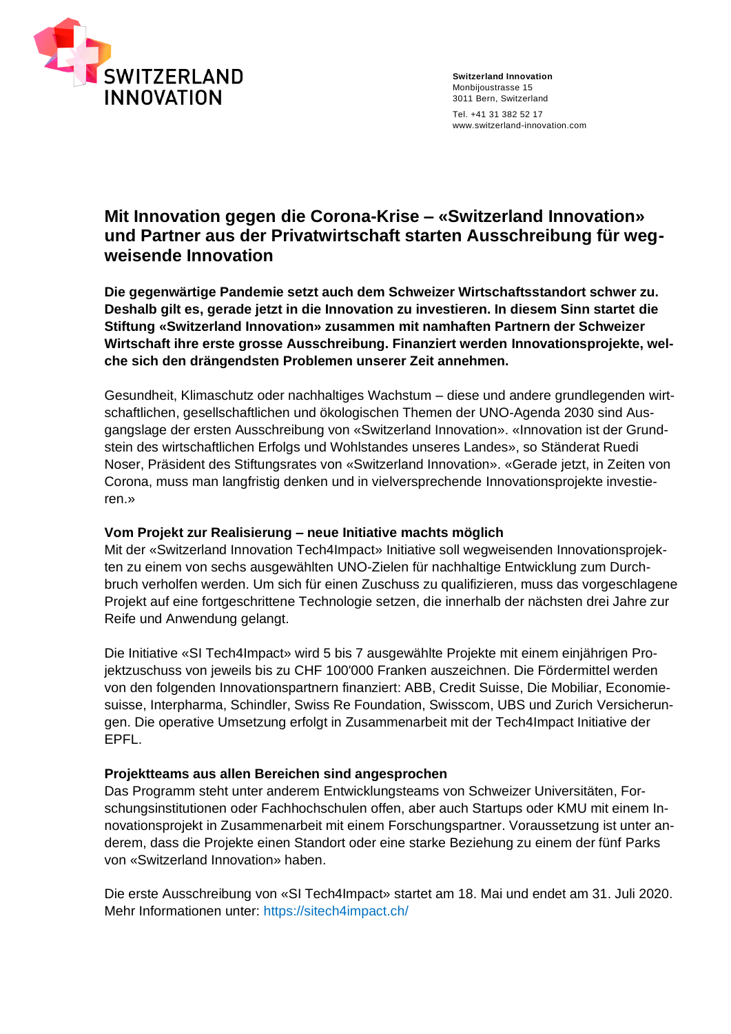SWITZERLAND INNOVATION

**Switzerland Innovation**
Monbijoustrasse 15
3011 Bern, Switzerland

Tel. +41 31 382 52 17
www.switzerland-innovation.com

# Mit Innovation gegen die Corona-Krise – «Switzerland Innovation» und Partner aus der Privatwirtschaft starten Ausschreibung für wegweisende Innovation

**Die gegenwärtige Pandemie setzt auch dem Schweizer Wirtschaftsstandort schwer zu. Deshalb gilt es, gerade jetzt in die Innovation zu investieren. In diesem Sinn startet die Stiftung «Switzerland Innovation» zusammen mit namhaften Partnern der Schweizer Wirtschaft ihre erste grosse Ausschreibung. Finanziert werden Innovationsprojekte, welche sich den drängendsten Problemen unserer Zeit annehmen.**

Gesundheit, Klimaschutz oder nachhaltiges Wachstum – diese und andere grundlegenden wirtschaftlichen, gesellschaftlichen und ökologischen Themen der UNO-Agenda 2030 sind Ausgangslage der ersten Ausschreibung von «Switzerland Innovation». «Innovation ist der Grundstein des wirtschaftlichen Erfolgs und Wohlstandes unseres Landes», so Ständerat Ruedi Noser, Präsident des Stiftungsrates von «Switzerland Innovation». «Gerade jetzt, in Zeiten von Corona, muss man langfristig denken und in vielversprechende Innovationsprojekte investieren.»

### Vom Projekt zur Realisierung – neue Initiative machts möglich

Mit der «Switzerland Innovation Tech4Impact» Initiative soll wegweisenden Innovationsprojekten zu einem von sechs ausgewählten UNO-Zielen für nachhaltige Entwicklung zum Durchbruch verholfen werden. Um sich für einen Zuschuss zu qualifizieren, muss das vorgeschlagene Projekt auf eine fortgeschrittene Technologie setzen, die innerhalb der nächsten drei Jahre zur Reife und Anwendung gelangt.

Die Initiative «SI Tech4Impact» wird 5 bis 7 ausgewählte Projekte mit einem einjährigen Projektzuschuss von jeweils bis zu CHF 100'000 Franken auszeichnen. Die Fördermittel werden von den folgenden Innovationspartnern finanziert: ABB, Credit Suisse, Die Mobiliar, Economiesuisse, Interpharma, Schindler, Swiss Re Foundation, Swisscom, UBS und Zurich Versicherungen. Die operative Umsetzung erfolgt in Zusammenarbeit mit der Tech4Impact Initiative der EPFL.

### Projektteams aus allen Bereichen sind angesprochen

Das Programm steht unter anderem Entwicklungsteams von Schweizer Universitäten, Forschungsinstitutionen oder Fachhochschulen offen, aber auch Startups oder KMU mit einem Innovationsprojekt in Zusammenarbeit mit einem Forschungspartner. Voraussetzung ist unter anderem, dass die Projekte einen Standort oder eine starke Beziehung zu einem der fünf Parks von «Switzerland Innovation» haben.

Die erste Ausschreibung von «SI Tech4Impact» startet am 18. Mai und endet am 31. Juli 2020. Mehr Informationen unter: https://sitech4impact.ch/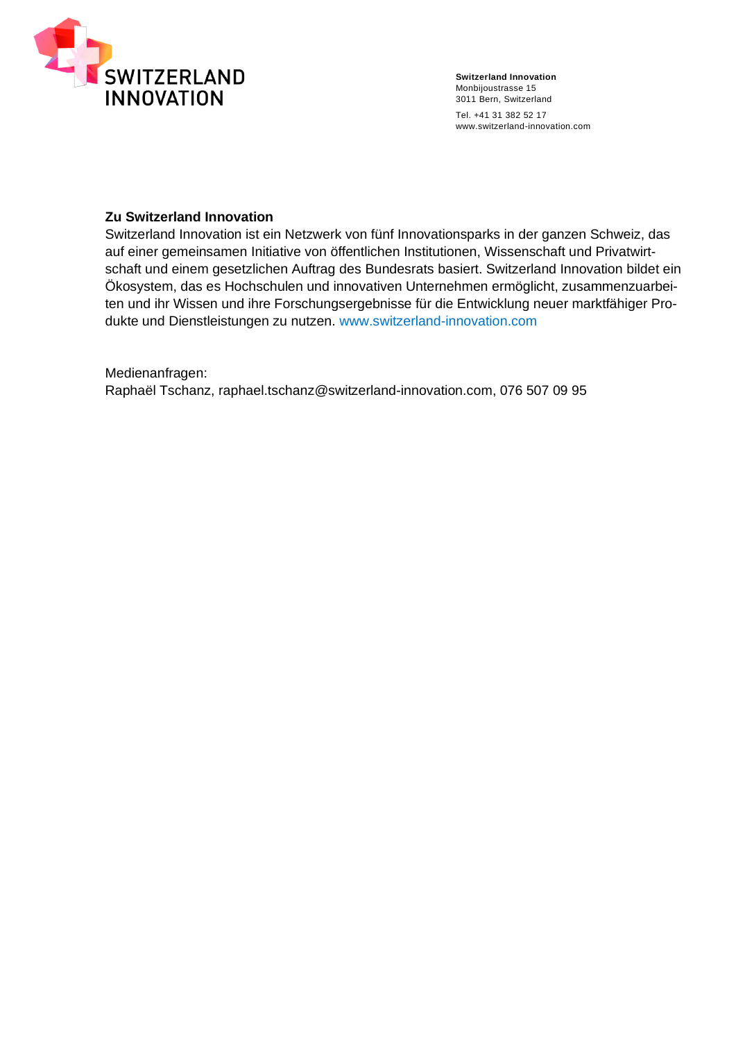**Zu Switzerland Innovation**

Switzerland Innovation ist ein Netzwerk von fünf Innovationsparks in der ganzen Schweiz, das auf einer gemeinsamen Initiative von öffentlichen Institutionen, Wissenschaft und Privatwirtschaft und einem gesetzlichen Auftrag des Bundesrats basiert. Switzerland Innovation bildet ein Ökosystem, das es Hochschulen und innovativen Unternehmen ermöglicht, zusammenzuarbeiten und ihr Wissen und ihre Forschungsergebnisse für die Entwicklung neuer marktfähiger Produkte und Dienstleistungen zu nutzen. www.switzerland-innovation.com

Medienanfragen:
Raphaël Tschanz, raphael.tschanz@switzerland-innovation.com, 076 507 09 95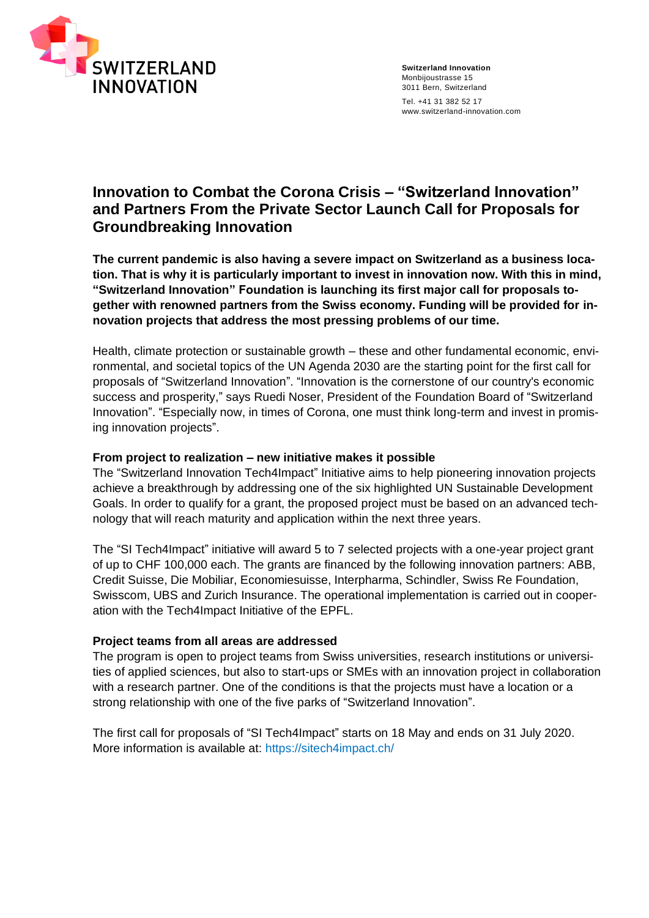**Switzerland Innovation**
Monbijoustrasse 15
3011 Bern, Switzerland
Tel. +41 31 382 52 17
www.switzerland-innovation.com

# Innovation to Combat the Corona Crisis – "Switzerland Innovation" and Partners From the Private Sector Launch Call for Proposals for Groundbreaking Innovation

**The current pandemic is also having a severe impact on Switzerland as a business location. That is why it is particularly important to invest in innovation now. With this in mind, "Switzerland Innovation" Foundation is launching its first major call for proposals together with renowned partners from the Swiss economy. Funding will be provided for innovation projects that address the most pressing problems of our time.**

Health, climate protection or sustainable growth – these and other fundamental economic, environmental, and societal topics of the UN Agenda 2030 are the starting point for the first call for proposals of "Switzerland Innovation". "Innovation is the cornerstone of our country's economic success and prosperity," says Ruedi Noser, President of the Foundation Board of "Switzerland Innovation". "Especially now, in times of Corona, one must think long-term and invest in promising innovation projects".

**From project to realization – new initiative makes it possible**

The "Switzerland Innovation Tech4Impact" Initiative aims to help pioneering innovation projects achieve a breakthrough by addressing one of the six highlighted UN Sustainable Development Goals. In order to qualify for a grant, the proposed project must be based on an advanced technology that will reach maturity and application within the next three years.

The "SI Tech4Impact" initiative will award 5 to 7 selected projects with a one-year project grant of up to CHF 100,000 each. The grants are financed by the following innovation partners: ABB, Credit Suisse, Die Mobiliar, Economiesuisse, Interpharma, Schindler, Swiss Re Foundation, Swisscom, UBS and Zurich Insurance. The operational implementation is carried out in cooperation with the Tech4Impact Initiative of the EPFL.

**Project teams from all areas are addressed**

The program is open to project teams from Swiss universities, research institutions or universities of applied sciences, but also to start-ups or SMEs with an innovation project in collaboration with a research partner. One of the conditions is that the projects must have a location or a strong relationship with one of the five parks of "Switzerland Innovation".

The first call for proposals of "SI Tech4Impact" starts on 18 May and ends on 31 July 2020. More information is available at: https://sitech4impact.ch/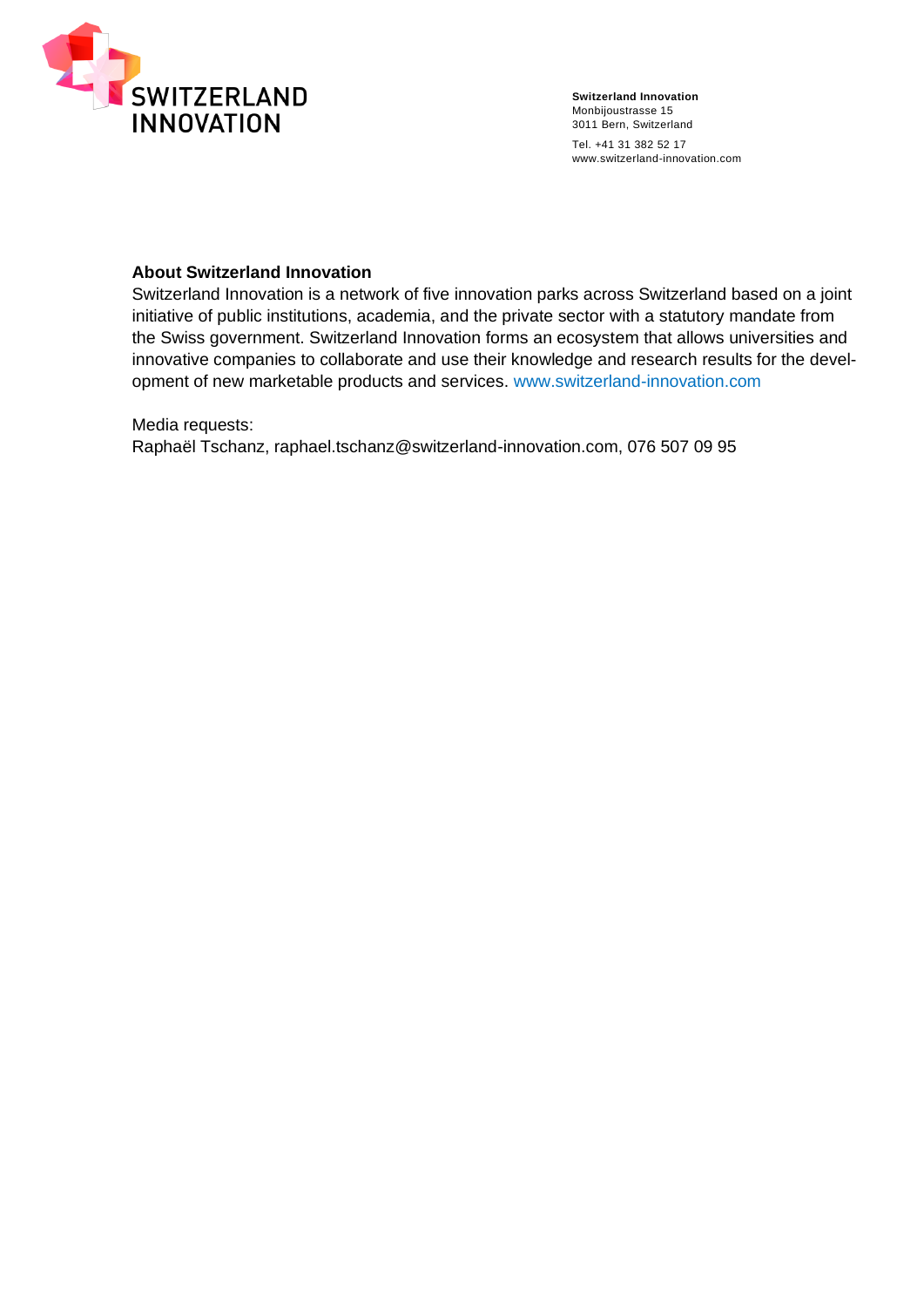**About Switzerland Innovation**
Switzerland Innovation is a network of five innovation parks across Switzerland based on a joint initiative of public institutions, academia, and the private sector with a statutory mandate from the Swiss government. Switzerland Innovation forms an ecosystem that allows universities and innovative companies to collaborate and use their knowledge and research results for the development of new marketable products and services. www.switzerland-innovation.com

Media requests:
Raphaël Tschanz, raphael.tschanz@switzerland-innovation.com, 076 507 09 95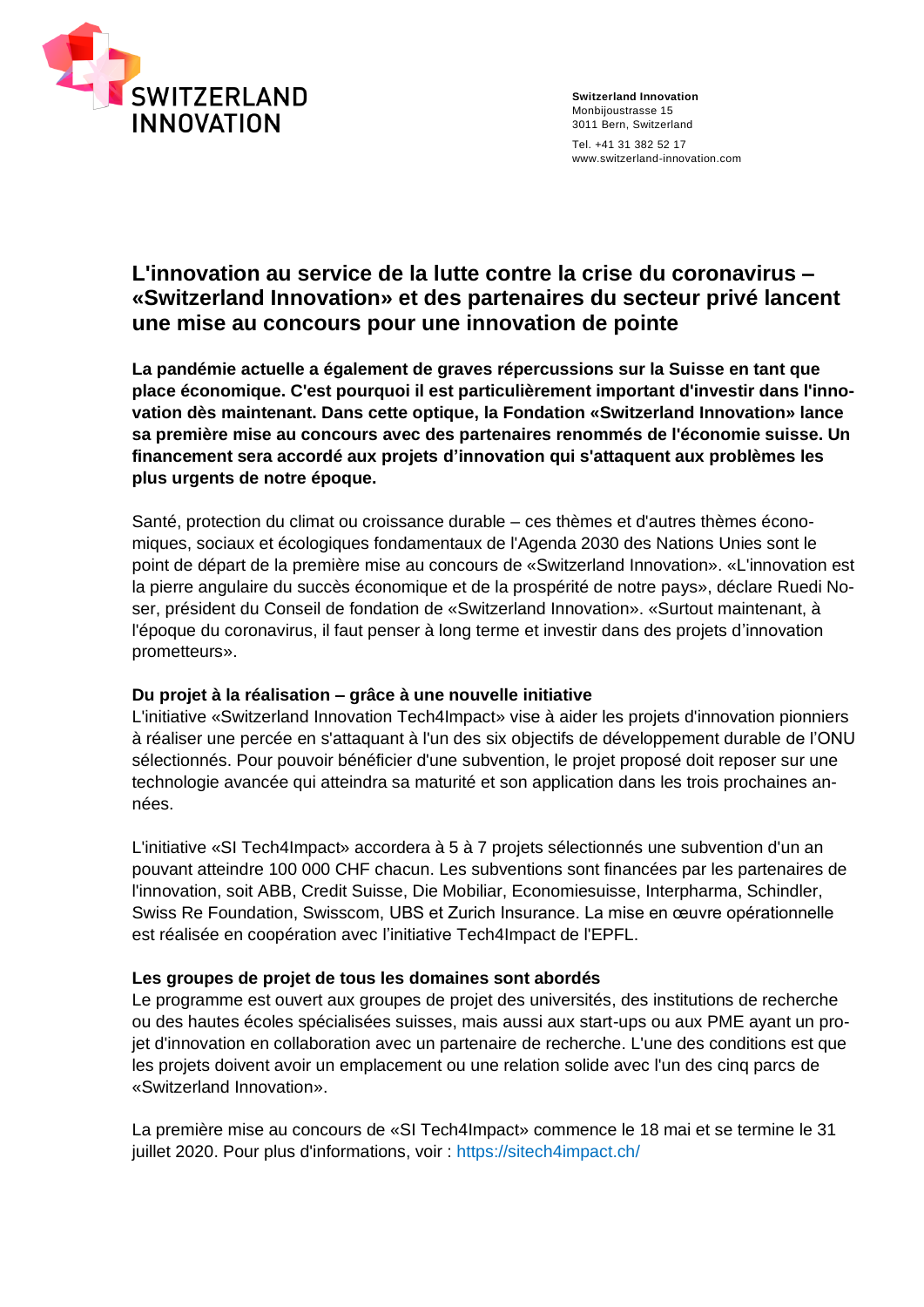**Switzerland Innovation**
Monbijoustrasse 15
3011 Bern, Switzerland

Tel. +41 31 382 52 17
www.switzerland-innovation.com

# L'innovation au service de la lutte contre la crise du coronavirus – «Switzerland Innovation» et des partenaires du secteur privé lancent une mise au concours pour une innovation de pointe

**La pandémie actuelle a également de graves répercussions sur la Suisse en tant que place économique. C'est pourquoi il est particulièrement important d'investir dans l'innovation dès maintenant. Dans cette optique, la Fondation «Switzerland Innovation» lance sa première mise au concours avec des partenaires renommés de l'économie suisse. Un financement sera accordé aux projets d'innovation qui s'attaquent aux problèmes les plus urgents de notre époque.**

Santé, protection du climat ou croissance durable – ces thèmes et d'autres thèmes économiques, sociaux et écologiques fondamentaux de l'Agenda 2030 des Nations Unies sont le point de départ de la première mise au concours de «Switzerland Innovation». «L'innovation est la pierre angulaire du succès économique et de la prospérité de notre pays», déclare Ruedi Noser, président du Conseil de fondation de «Switzerland Innovation». «Surtout maintenant, à l'époque du coronavirus, il faut penser à long terme et investir dans des projets d'innovation prometteurs».

**Du projet à la réalisation – grâce à une nouvelle initiative**

L'initiative «Switzerland Innovation Tech4Impact» vise à aider les projets d'innovation pionniers à réaliser une percée en s'attaquant à l'un des six objectifs de développement durable de l'ONU sélectionnés. Pour pouvoir bénéficier d'une subvention, le projet proposé doit reposer sur une technologie avancée qui atteindra sa maturité et son application dans les trois prochaines années.

L'initiative «SI Tech4Impact» accordera à 5 à 7 projets sélectionnés une subvention d'un an pouvant atteindre 100 000 CHF chacun. Les subventions sont financées par les partenaires de l'innovation, soit ABB, Credit Suisse, Die Mobiliar, Economiesuisse, Interpharma, Schindler, Swiss Re Foundation, Swisscom, UBS et Zurich Insurance. La mise en œuvre opérationnelle est réalisée en coopération avec l'initiative Tech4Impact de l'EPFL.

**Les groupes de projet de tous les domaines sont abordés**

Le programme est ouvert aux groupes de projet des universités, des institutions de recherche ou des hautes écoles spécialisées suisses, mais aussi aux start-ups ou aux PME ayant un projet d'innovation en collaboration avec un partenaire de recherche. L'une des conditions est que les projets doivent avoir un emplacement ou une relation solide avec l'un des cinq parcs de «Switzerland Innovation».

La première mise au concours de «SI Tech4Impact» commence le 18 mai et se termine le 31 juillet 2020. Pour plus d'informations, voir : https://sitech4impact.ch/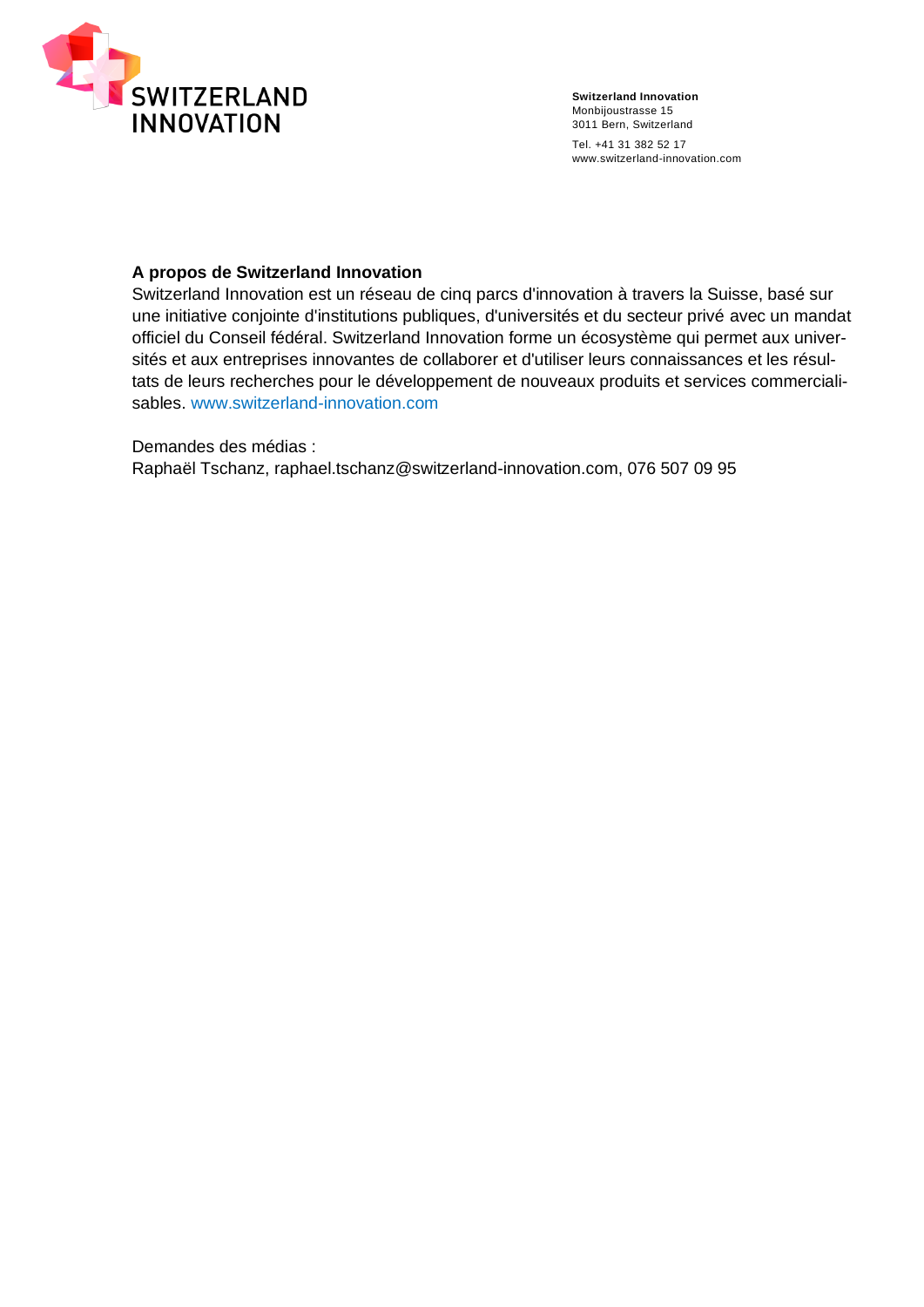Switzerland Innovation
Monbijoustrasse 15
3011 Bern, Switzerland
Tel. +41 31 382 52 17
www.switzerland-innovation.com

**A propos de Switzerland Innovation**
Switzerland Innovation est un réseau de cinq parcs d'innovation à travers la Suisse, basé sur une initiative conjointe d'institutions publiques, d'universités et du secteur privé avec un mandat officiel du Conseil fédéral. Switzerland Innovation forme un écosystème qui permet aux universités et aux entreprises innovantes de collaborer et d'utiliser leurs connaissances et les résultats de leurs recherches pour le développement de nouveaux produits et services commercialisables. www.switzerland-innovation.com

Demandes des médias :
Raphaël Tschanz, raphael.tschanz@switzerland-innovation.com, 076 507 09 95